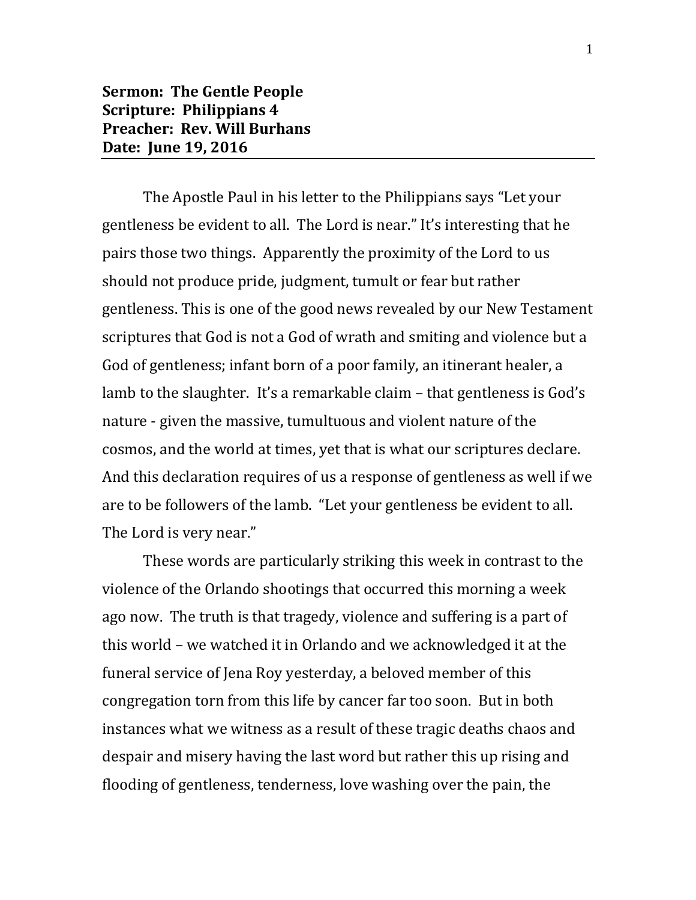**Sermon: The Gentle People**
**Scripture: Philippians 4**
**Preacher: Rev. Will Burhans**
**Date: June 19, 2016**

---

The Apostle Paul in his letter to the Philippians says "Let your gentleness be evident to all. The Lord is near." It's interesting that he pairs those two things. Apparently the proximity of the Lord to us should not produce pride, judgment, tumult or fear but rather gentleness. This is one of the good news revealed by our New Testament scriptures that God is not a God of wrath and smiting and violence but a God of gentleness; infant born of a poor family, an itinerant healer, a lamb to the slaughter. It's a remarkable claim – that gentleness is God's nature - given the massive, tumultuous and violent nature of the cosmos, and the world at times, yet that is what our scriptures declare. And this declaration requires of us a response of gentleness as well if we are to be followers of the lamb. "Let your gentleness be evident to all. The Lord is very near."

These words are particularly striking this week in contrast to the violence of the Orlando shootings that occurred this morning a week ago now. The truth is that tragedy, violence and suffering is a part of this world – we watched it in Orlando and we acknowledged it at the funeral service of Jena Roy yesterday, a beloved member of this congregation torn from this life by cancer far too soon. But in both instances what we witness as a result of these tragic deaths chaos and despair and misery having the last word but rather this up rising and flooding of gentleness, tenderness, love washing over the pain, the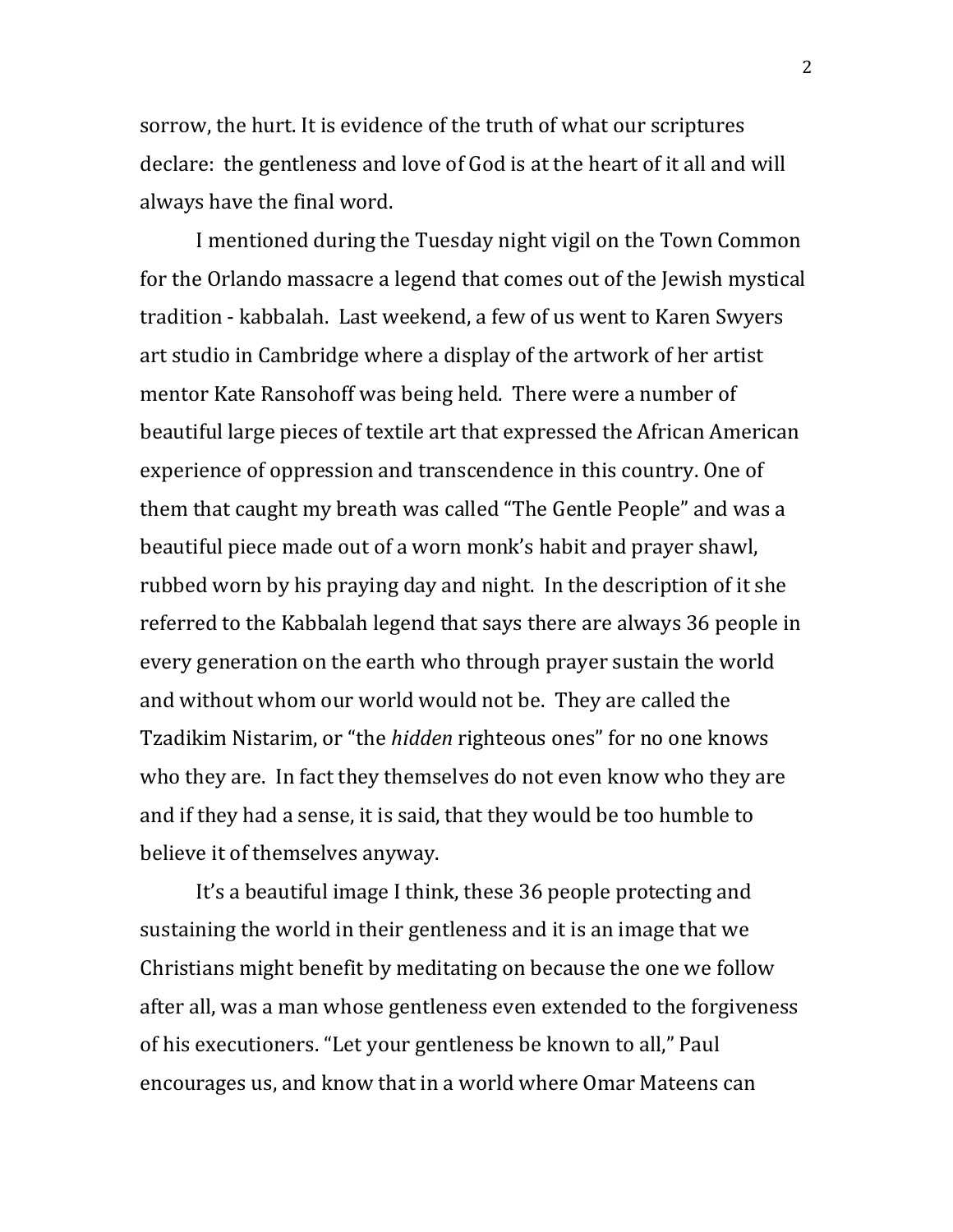sorrow, the hurt. It is evidence of the truth of what our scriptures declare: the gentleness and love of God is at the heart of it all and will always have the final word.

I mentioned during the Tuesday night vigil on the Town Common for the Orlando massacre a legend that comes out of the Jewish mystical tradition - kabbalah. Last weekend, a few of us went to Karen Swyers art studio in Cambridge where a display of the artwork of her artist mentor Kate Ransohoff was being held. There were a number of beautiful large pieces of textile art that expressed the African American experience of oppression and transcendence in this country. One of them that caught my breath was called "The Gentle People" and was a beautiful piece made out of a worn monk's habit and prayer shawl, rubbed worn by his praying day and night. In the description of it she referred to the Kabbalah legend that says there are always 36 people in every generation on the earth who through prayer sustain the world and without whom our world would not be. They are called the Tzadikim Nistarim, or "the *hidden* righteous ones" for no one knows who they are. In fact they themselves do not even know who they are and if they had a sense, it is said, that they would be too humble to believe it of themselves anyway.

It's a beautiful image I think, these 36 people protecting and sustaining the world in their gentleness and it is an image that we Christians might benefit by meditating on because the one we follow after all, was a man whose gentleness even extended to the forgiveness of his executioners. "Let your gentleness be known to all," Paul encourages us, and know that in a world where Omar Mateens can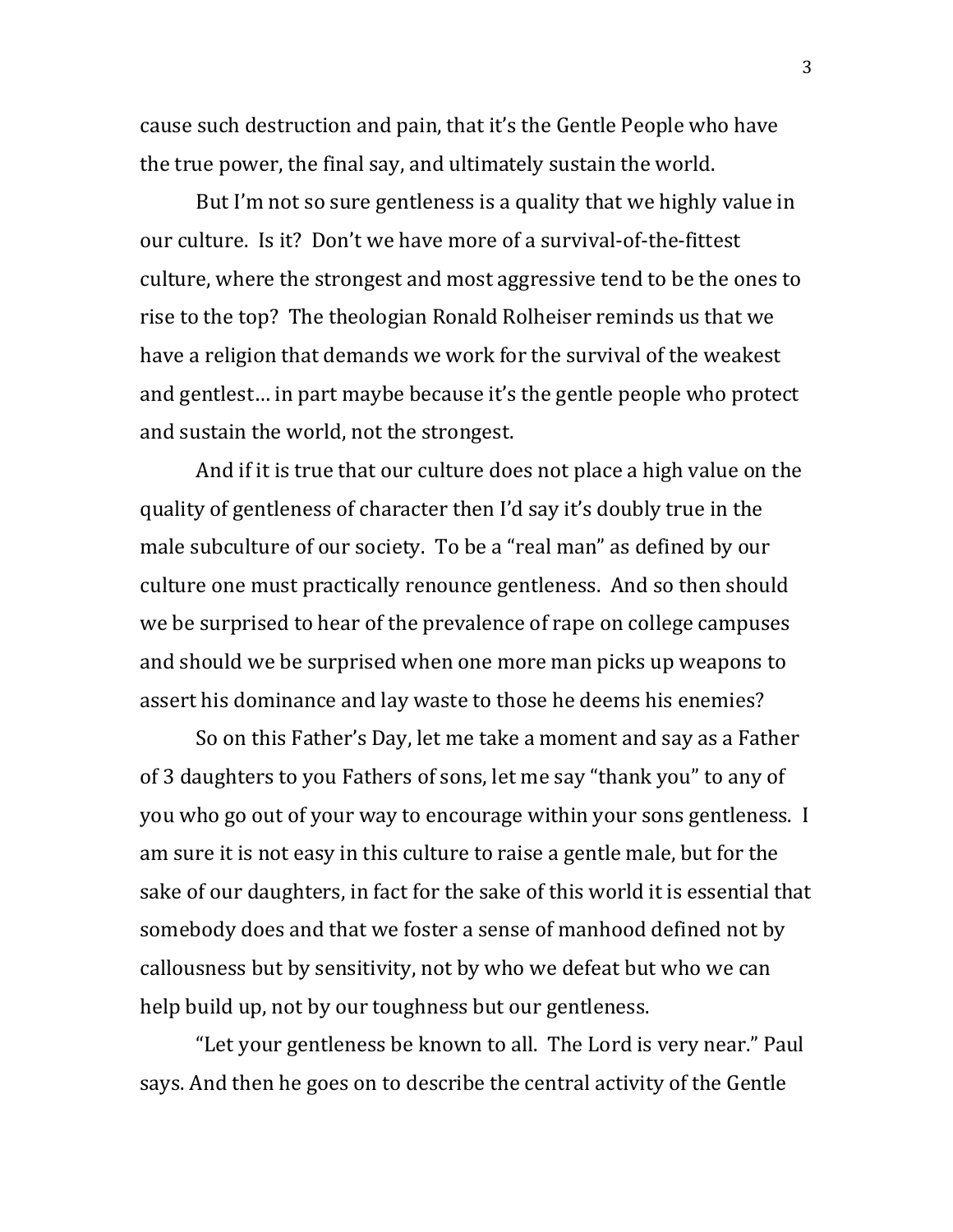cause such destruction and pain, that it's the Gentle People who have the true power, the final say, and ultimately sustain the world.

But I'm not so sure gentleness is a quality that we highly value in our culture. Is it? Don't we have more of a survival-of-the-fittest culture, where the strongest and most aggressive tend to be the ones to rise to the top? The theologian Ronald Rolheiser reminds us that we have a religion that demands we work for the survival of the weakest and gentlest… in part maybe because it's the gentle people who protect and sustain the world, not the strongest.

And if it is true that our culture does not place a high value on the quality of gentleness of character then I'd say it's doubly true in the male subculture of our society. To be a "real man" as defined by our culture one must practically renounce gentleness. And so then should we be surprised to hear of the prevalence of rape on college campuses and should we be surprised when one more man picks up weapons to assert his dominance and lay waste to those he deems his enemies?

So on this Father's Day, let me take a moment and say as a Father of 3 daughters to you Fathers of sons, let me say "thank you" to any of you who go out of your way to encourage within your sons gentleness. I am sure it is not easy in this culture to raise a gentle male, but for the sake of our daughters, in fact for the sake of this world it is essential that somebody does and that we foster a sense of manhood defined not by callousness but by sensitivity, not by who we defeat but who we can help build up, not by our toughness but our gentleness.

"Let your gentleness be known to all. The Lord is very near." Paul says. And then he goes on to describe the central activity of the Gentle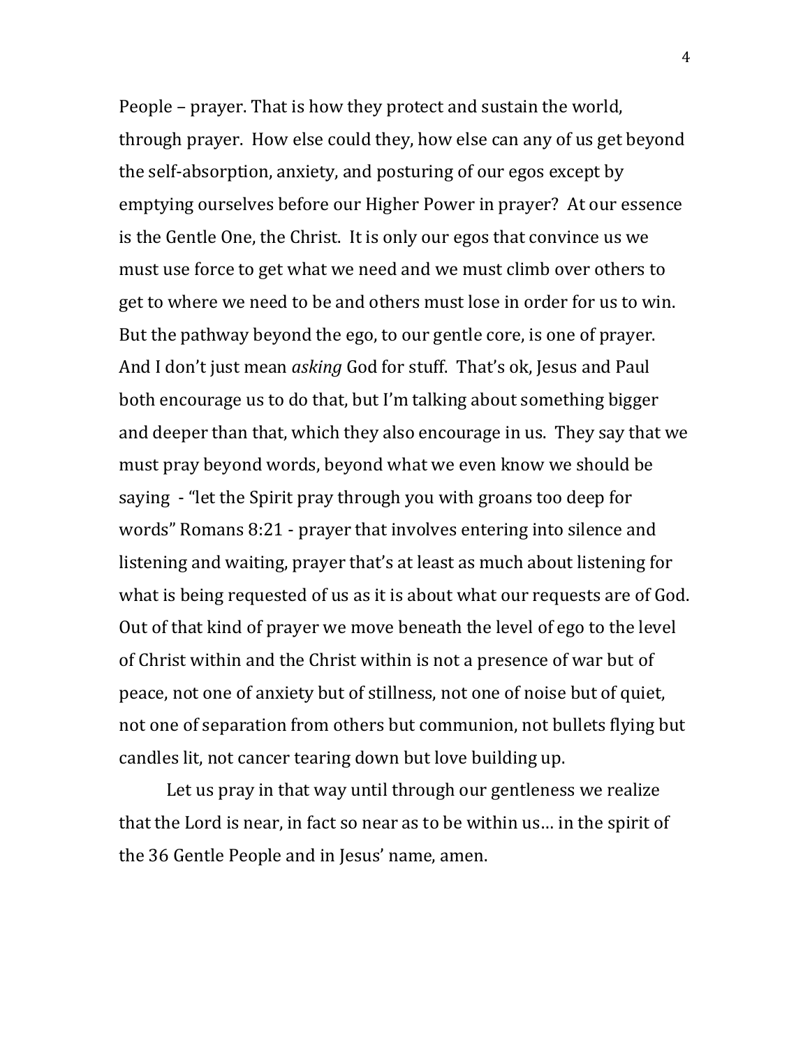People – prayer. That is how they protect and sustain the world, through prayer. How else could they, how else can any of us get beyond the self-absorption, anxiety, and posturing of our egos except by emptying ourselves before our Higher Power in prayer? At our essence is the Gentle One, the Christ. It is only our egos that convince us we must use force to get what we need and we must climb over others to get to where we need to be and others must lose in order for us to win. But the pathway beyond the ego, to our gentle core, is one of prayer. And I don't just mean *asking* God for stuff. That's ok, Jesus and Paul both encourage us to do that, but I'm talking about something bigger and deeper than that, which they also encourage in us. They say that we must pray beyond words, beyond what we even know we should be saying - "let the Spirit pray through you with groans too deep for words" Romans 8:21 - prayer that involves entering into silence and listening and waiting, prayer that's at least as much about listening for what is being requested of us as it is about what our requests are of God. Out of that kind of prayer we move beneath the level of ego to the level of Christ within and the Christ within is not a presence of war but of peace, not one of anxiety but of stillness, not one of noise but of quiet, not one of separation from others but communion, not bullets flying but candles lit, not cancer tearing down but love building up.

Let us pray in that way until through our gentleness we realize that the Lord is near, in fact so near as to be within us… in the spirit of the 36 Gentle People and in Jesus' name, amen.